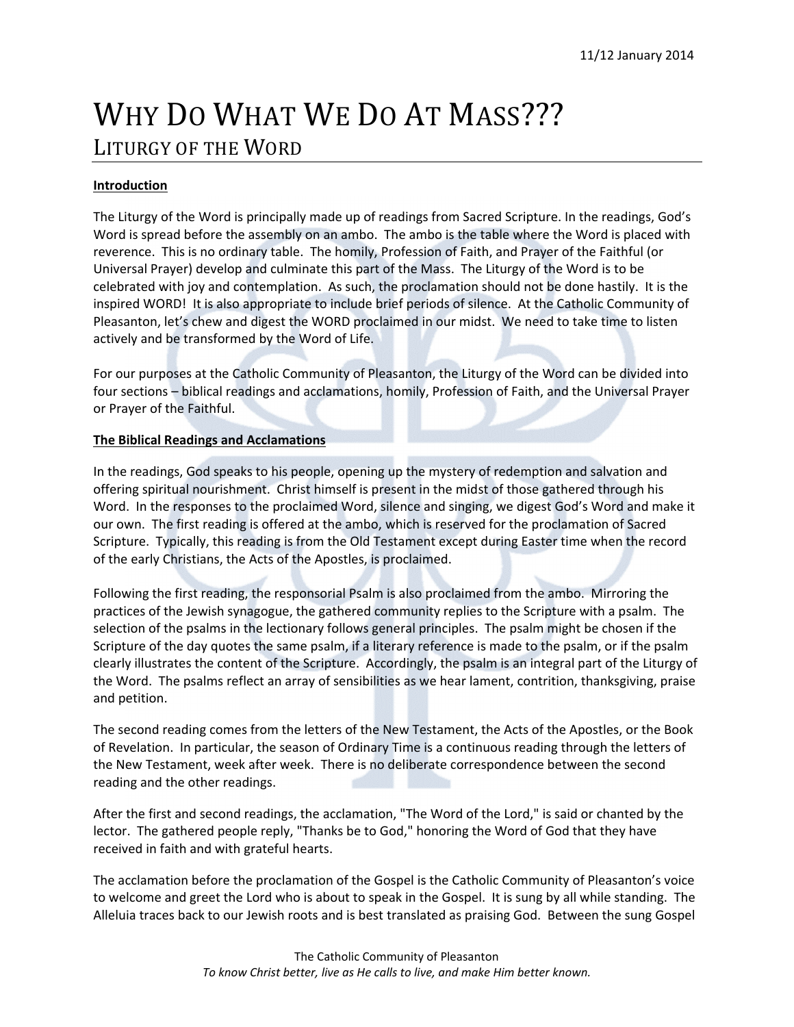11/12 January 2014

# WHY DO WHAT WE DO AT MASS???

## LITURGY OF THE WORD

**Introduction**

The Liturgy of the Word is principally made up of readings from Sacred Scripture. In the readings, God's Word is spread before the assembly on an ambo. The ambo is the table where the Word is placed with reverence. This is no ordinary table. The homily, Profession of Faith, and Prayer of the Faithful (or Universal Prayer) develop and culminate this part of the Mass. The Liturgy of the Word is to be celebrated with joy and contemplation. As such, the proclamation should not be done hastily. It is the inspired WORD! It is also appropriate to include brief periods of silence. At the Catholic Community of Pleasanton, let's chew and digest the WORD proclaimed in our midst. We need to take time to listen actively and be transformed by the Word of Life.

For our purposes at the Catholic Community of Pleasanton, the Liturgy of the Word can be divided into four sections – biblical readings and acclamations, homily, Profession of Faith, and the Universal Prayer or Prayer of the Faithful.

**The Biblical Readings and Acclamations**

In the readings, God speaks to his people, opening up the mystery of redemption and salvation and offering spiritual nourishment. Christ himself is present in the midst of those gathered through his Word. In the responses to the proclaimed Word, silence and singing, we digest God's Word and make it our own. The first reading is offered at the ambo, which is reserved for the proclamation of Sacred Scripture. Typically, this reading is from the Old Testament except during Easter time when the record of the early Christians, the Acts of the Apostles, is proclaimed.

Following the first reading, the responsorial Psalm is also proclaimed from the ambo. Mirroring the practices of the Jewish synagogue, the gathered community replies to the Scripture with a psalm. The selection of the psalms in the lectionary follows general principles. The psalm might be chosen if the Scripture of the day quotes the same psalm, if a literary reference is made to the psalm, or if the psalm clearly illustrates the content of the Scripture. Accordingly, the psalm is an integral part of the Liturgy of the Word. The psalms reflect an array of sensibilities as we hear lament, contrition, thanksgiving, praise and petition.

The second reading comes from the letters of the New Testament, the Acts of the Apostles, or the Book of Revelation. In particular, the season of Ordinary Time is a continuous reading through the letters of the New Testament, week after week. There is no deliberate correspondence between the second reading and the other readings.

After the first and second readings, the acclamation, "The Word of the Lord," is said or chanted by the lector. The gathered people reply, "Thanks be to God," honoring the Word of God that they have received in faith and with grateful hearts.

The acclamation before the proclamation of the Gospel is the Catholic Community of Pleasanton's voice to welcome and greet the Lord who is about to speak in the Gospel. It is sung by all while standing. The Alleluia traces back to our Jewish roots and is best translated as praising God. Between the sung Gospel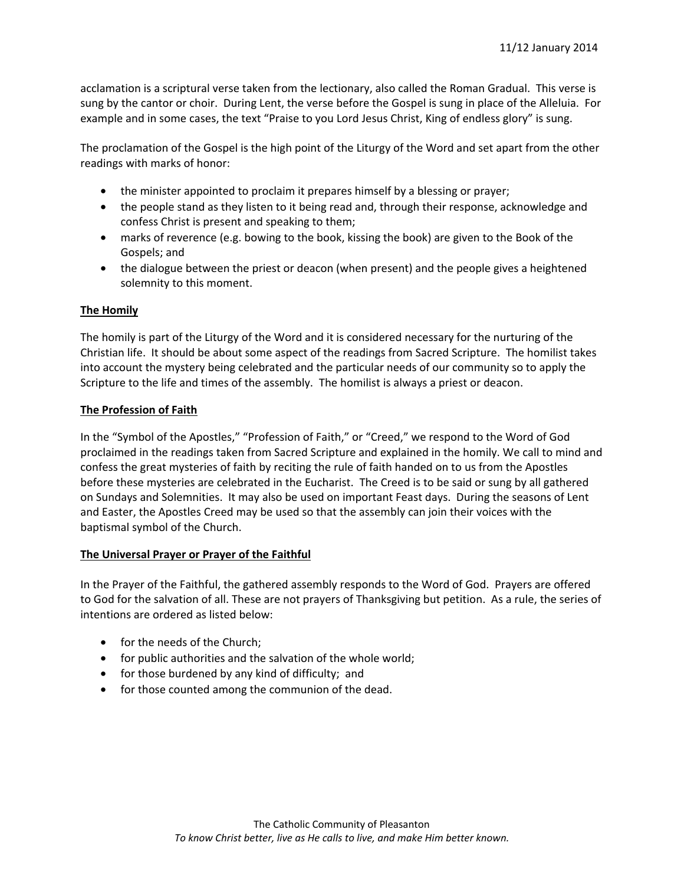acclamation is a scriptural verse taken from the lectionary, also called the Roman Gradual. This verse is sung by the cantor or choir. During Lent, the verse before the Gospel is sung in place of the Alleluia. For example and in some cases, the text "Praise to you Lord Jesus Christ, King of endless glory" is sung.

The proclamation of the Gospel is the high point of the Liturgy of the Word and set apart from the other readings with marks of honor:

- the minister appointed to proclaim it prepares himself by a blessing or prayer;
- the people stand as they listen to it being read and, through their response, acknowledge and confess Christ is present and speaking to them;
- marks of reverence (e.g. bowing to the book, kissing the book) are given to the Book of the Gospels; and
- the dialogue between the priest or deacon (when present) and the people gives a heightened solemnity to this moment.

## The Homily

The homily is part of the Liturgy of the Word and it is considered necessary for the nurturing of the Christian life. It should be about some aspect of the readings from Sacred Scripture. The homilist takes into account the mystery being celebrated and the particular needs of our community so to apply the Scripture to the life and times of the assembly. The homilist is always a priest or deacon.

## The Profession of Faith

In the "Symbol of the Apostles," "Profession of Faith," or "Creed," we respond to the Word of God proclaimed in the readings taken from Sacred Scripture and explained in the homily. We call to mind and confess the great mysteries of faith by reciting the rule of faith handed on to us from the Apostles before these mysteries are celebrated in the Eucharist. The Creed is to be said or sung by all gathered on Sundays and Solemnities. It may also be used on important Feast days. During the seasons of Lent and Easter, the Apostles Creed may be used so that the assembly can join their voices with the baptismal symbol of the Church.

## The Universal Prayer or Prayer of the Faithful

In the Prayer of the Faithful, the gathered assembly responds to the Word of God. Prayers are offered to God for the salvation of all. These are not prayers of Thanksgiving but petition. As a rule, the series of intentions are ordered as listed below:

- for the needs of the Church;
- for public authorities and the salvation of the whole world;
- for those burdened by any kind of difficulty; and
- for those counted among the communion of the dead.